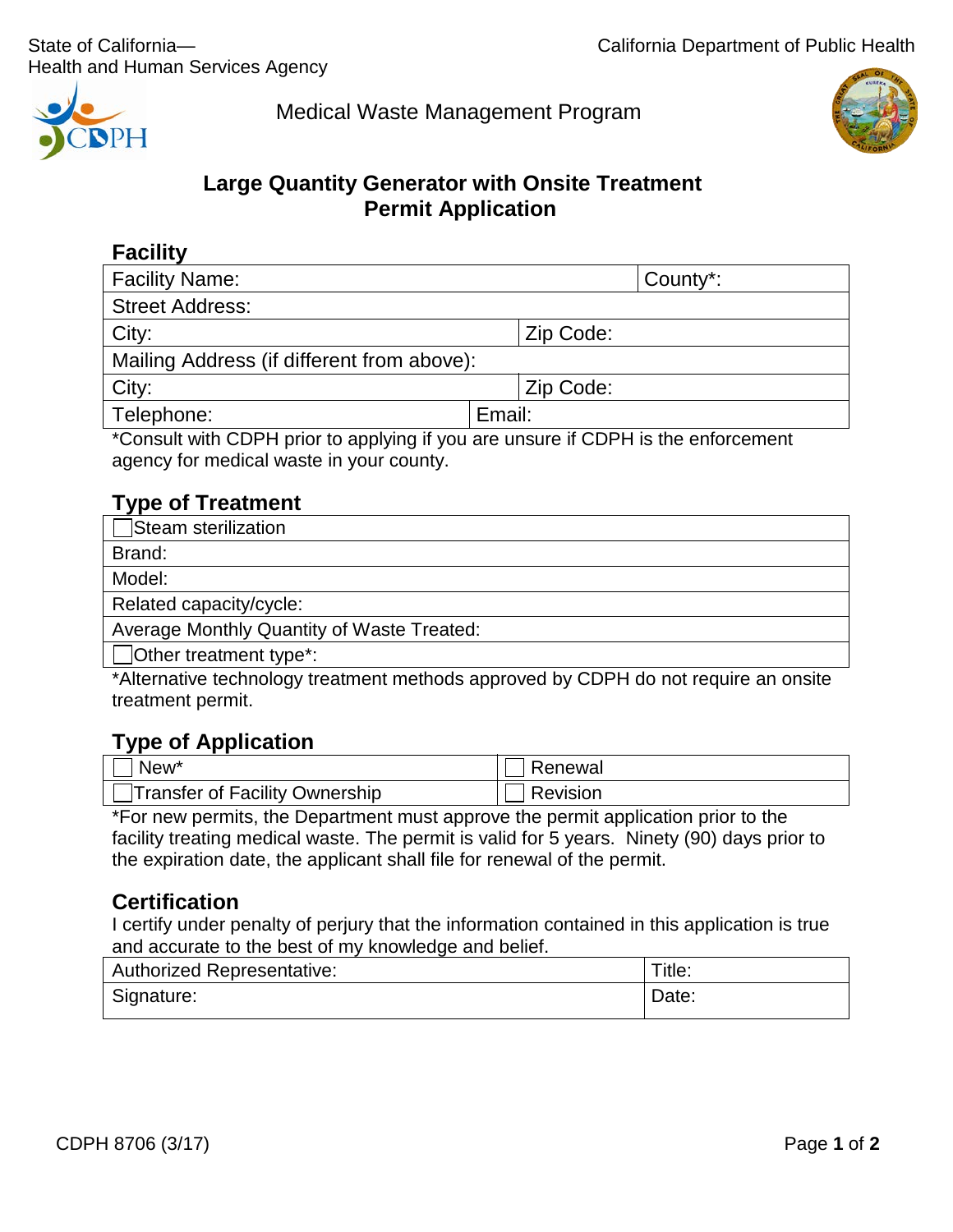State of California—
Health and Human Services Agency

California Department of Public Health

Medical Waste Management Program

# Large Quantity Generator with Onsite Treatment Permit Application

## Facility

| Facility Name: | | County*: |
|---|---|---|
| Street Address: | | |
| City: | Zip Code: | |
| Mailing Address (if different from above): | | |
| City: | Zip Code: | |
| Telephone: | Email: | |

*Consult with CDPH prior to applying if you are unsure if CDPH is the enforcement agency for medical waste in your county.

## Type of Treatment

| ☐ Steam sterilization |
|---|
| Brand: |
| Model: |
| Related capacity/cycle: |
| Average Monthly Quantity of Waste Treated: |
| ☐ Other treatment type*: |

*Alternative technology treatment methods approved by CDPH do not require an onsite treatment permit.

## Type of Application

| ☐ New* | ☐ Renewal |
|---|---|
| ☐ Transfer of Facility Ownership | ☐ Revision |

*For new permits, the Department must approve the permit application prior to the facility treating medical waste. The permit is valid for 5 years. Ninety (90) days prior to the expiration date, the applicant shall file for renewal of the permit.

## Certification

I certify under penalty of perjury that the information contained in this application is true and accurate to the best of my knowledge and belief.

| Authorized Representative: | Title: |
|---|---|
| Signature: | Date: |

CDPH 8706 (3/17)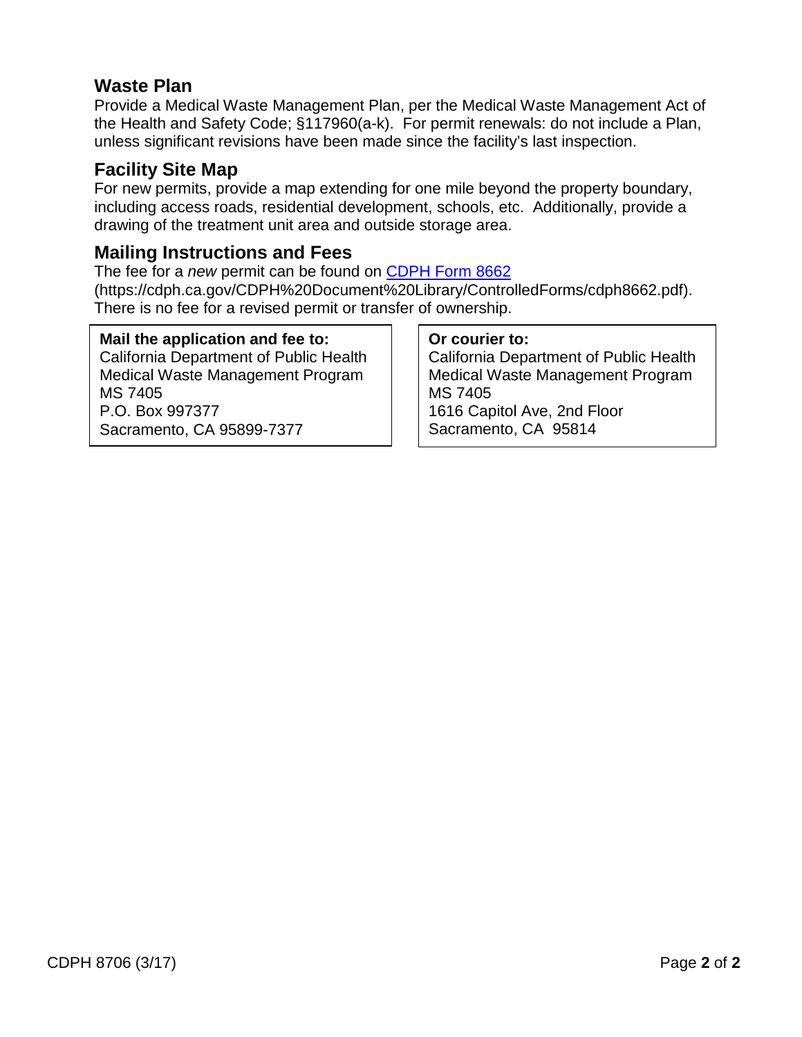## Waste Plan

Provide a Medical Waste Management Plan, per the Medical Waste Management Act of the Health and Safety Code; §117960(a-k). For permit renewals: do not include a Plan, unless significant revisions have been made since the facility's last inspection.

## Facility Site Map

For new permits, provide a map extending for one mile beyond the property boundary, including access roads, residential development, schools, etc. Additionally, provide a drawing of the treatment unit area and outside storage area.

## Mailing Instructions and Fees

The fee for a *new* permit can be found on [CDPH Form 8662](https://cdph.ca.gov/CDPH%20Document%20Library/ControlledForms/cdph8662.pdf) (https://cdph.ca.gov/CDPH%20Document%20Library/ControlledForms/cdph8662.pdf). There is no fee for a revised permit or transfer of ownership.

**Mail the application and fee to:**
California Department of Public Health
Medical Waste Management Program
MS 7405
P.O. Box 997377
Sacramento, CA 95899-7377

**Or courier to:**
California Department of Public Health
Medical Waste Management Program
MS 7405
1616 Capitol Ave, 2nd Floor
Sacramento, CA 95814

CDPH 8706 (3/17)